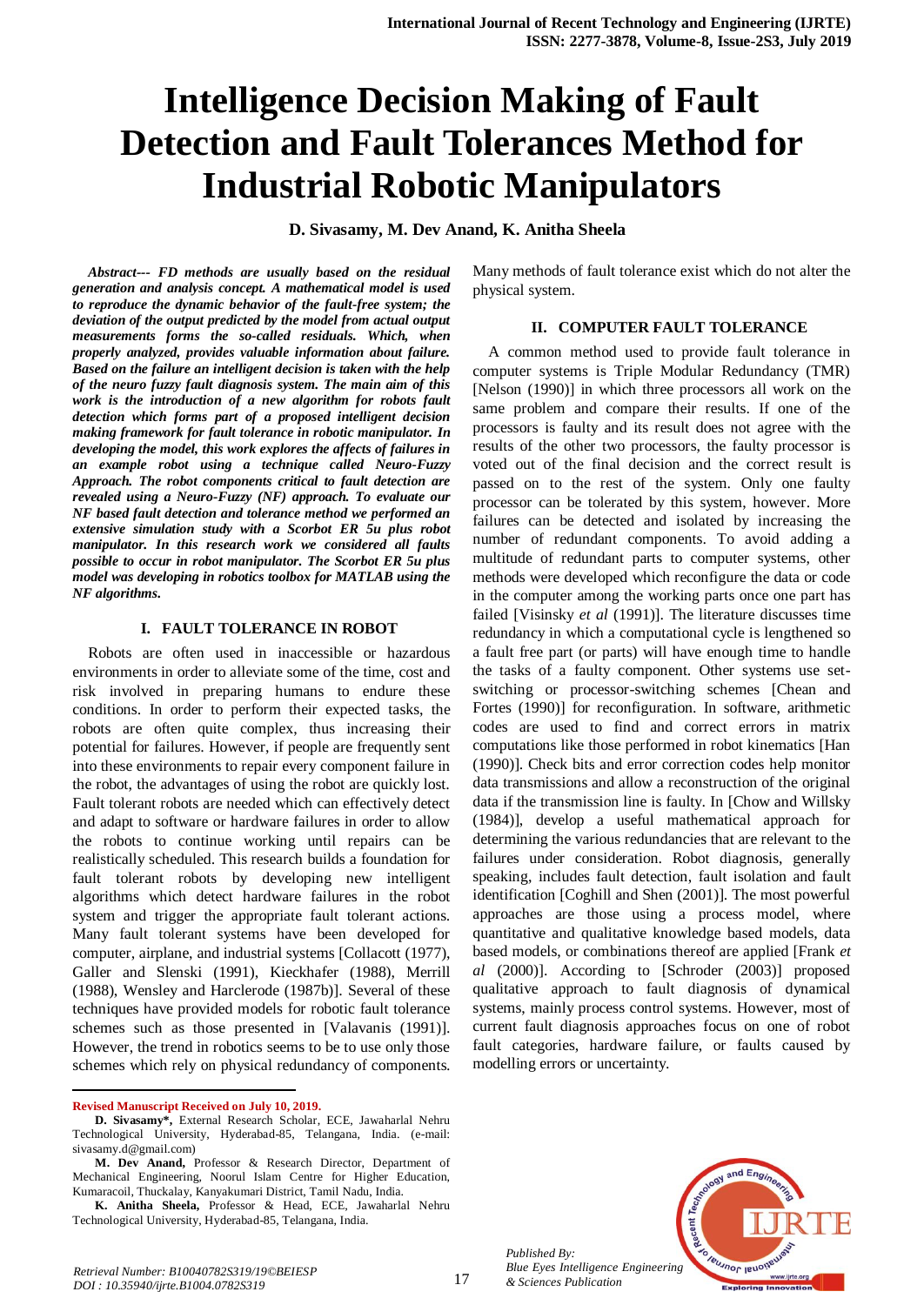# Intelligence Decision Making of Fault Detection and Fault Tolerances Method for Industrial Robotic Manipulators

**D. Sivasamy, M. Dev Anand, K. Anitha Sheela**

***Abstract--- FD methods are usually based on the residual generation and analysis concept. A mathematical model is used to reproduce the dynamic behavior of the fault-free system; the deviation of the output predicted by the model from actual output measurements forms the so-called residuals. Which, when properly analyzed, provides valuable information about failure. Based on the failure an intelligent decision is taken with the help of the neuro fuzzy fault diagnosis system. The main aim of this work is the introduction of a new algorithm for robots fault detection which forms part of a proposed intelligent decision making framework for fault tolerance in robotic manipulator. In developing the model, this work explores the affects of failures in an example robot using a technique called Neuro-Fuzzy Approach. The robot components critical to fault detection are revealed using a Neuro-Fuzzy (NF) approach. To evaluate our NF based fault detection and tolerance method we performed an extensive simulation study with a Scorbot ER 5u plus robot manipulator. In this research work we considered all faults possible to occur in robot manipulator. The Scorbot ER 5u plus model was developing in robotics toolbox for MATLAB using the NF algorithms.***

## I. FAULT TOLERANCE IN ROBOT

Robots are often used in inaccessible or hazardous environments in order to alleviate some of the time, cost and risk involved in preparing humans to endure these conditions. In order to perform their expected tasks, the robots are often quite complex, thus increasing their potential for failures. However, if people are frequently sent into these environments to repair every component failure in the robot, the advantages of using the robot are quickly lost. Fault tolerant robots are needed which can effectively detect and adapt to software or hardware failures in order to allow the robots to continue working until repairs can be realistically scheduled. This research builds a foundation for fault tolerant robots by developing new intelligent algorithms which detect hardware failures in the robot system and trigger the appropriate fault tolerant actions. Many fault tolerant systems have been developed for computer, airplane, and industrial systems [Collacott (1977), Galler and Slenski (1991), Kieckhafer (1988), Merrill (1988), Wensley and Harclerode (1987b)]. Several of these techniques have provided models for robotic fault tolerance schemes such as those presented in [Valavanis (1991)]. However, the trend in robotics seems to be to use only those schemes which rely on physical redundancy of components. Many methods of fault tolerance exist which do not alter the physical system.

## II. COMPUTER FAULT TOLERANCE

A common method used to provide fault tolerance in computer systems is Triple Modular Redundancy (TMR) [Nelson (1990)] in which three processors all work on the same problem and compare their results. If one of the processors is faulty and its result does not agree with the results of the other two processors, the faulty processor is voted out of the final decision and the correct result is passed on to the rest of the system. Only one faulty processor can be tolerated by this system, however. More failures can be detected and isolated by increasing the number of redundant components. To avoid adding a multitude of redundant parts to computer systems, other methods were developed which reconfigure the data or code in the computer among the working parts once one part has failed [Visinsky *et al* (1991)]. The literature discusses time redundancy in which a computational cycle is lengthened so a fault free part (or parts) will have enough time to handle the tasks of a faulty component. Other systems use set-switching or processor-switching schemes [Chean and Fortes (1990)] for reconfiguration. In software, arithmetic codes are used to find and correct errors in matrix computations like those performed in robot kinematics [Han (1990)]. Check bits and error correction codes help monitor data transmissions and allow a reconstruction of the original data if the transmission line is faulty. In [Chow and Willsky (1984)], develop a useful mathematical approach for determining the various redundancies that are relevant to the failures under consideration. Robot diagnosis, generally speaking, includes fault detection, fault isolation and fault identification [Coghill and Shen (2001)]. The most powerful approaches are those using a process model, where quantitative and qualitative knowledge based models, data based models, or combinations thereof are applied [Frank *et al* (2000)]. According to [Schroder (2003)] proposed qualitative approach to fault diagnosis of dynamical systems, mainly process control systems. However, most of current fault diagnosis approaches focus on one of robot fault categories, hardware failure, or faults caused by modelling errors or uncertainty.

---

**Revised Manuscript Received on July 10, 2019.**

**D. Sivasamy\***, External Research Scholar, ECE, Jawaharlal Nehru Technological University, Hyderabad-85, Telangana, India. (e-mail: sivasamy.d@gmail.com)

**M. Dev Anand,** Professor & Research Director, Department of Mechanical Engineering, Noorul Islam Centre for Higher Education, Kumaracoil, Thuckalay, Kanyakumari District, Tamil Nadu, India.

**K. Anitha Sheela,** Professor & Head, ECE, Jawaharlal Nehru Technological University, Hyderabad-85, Telangana, India.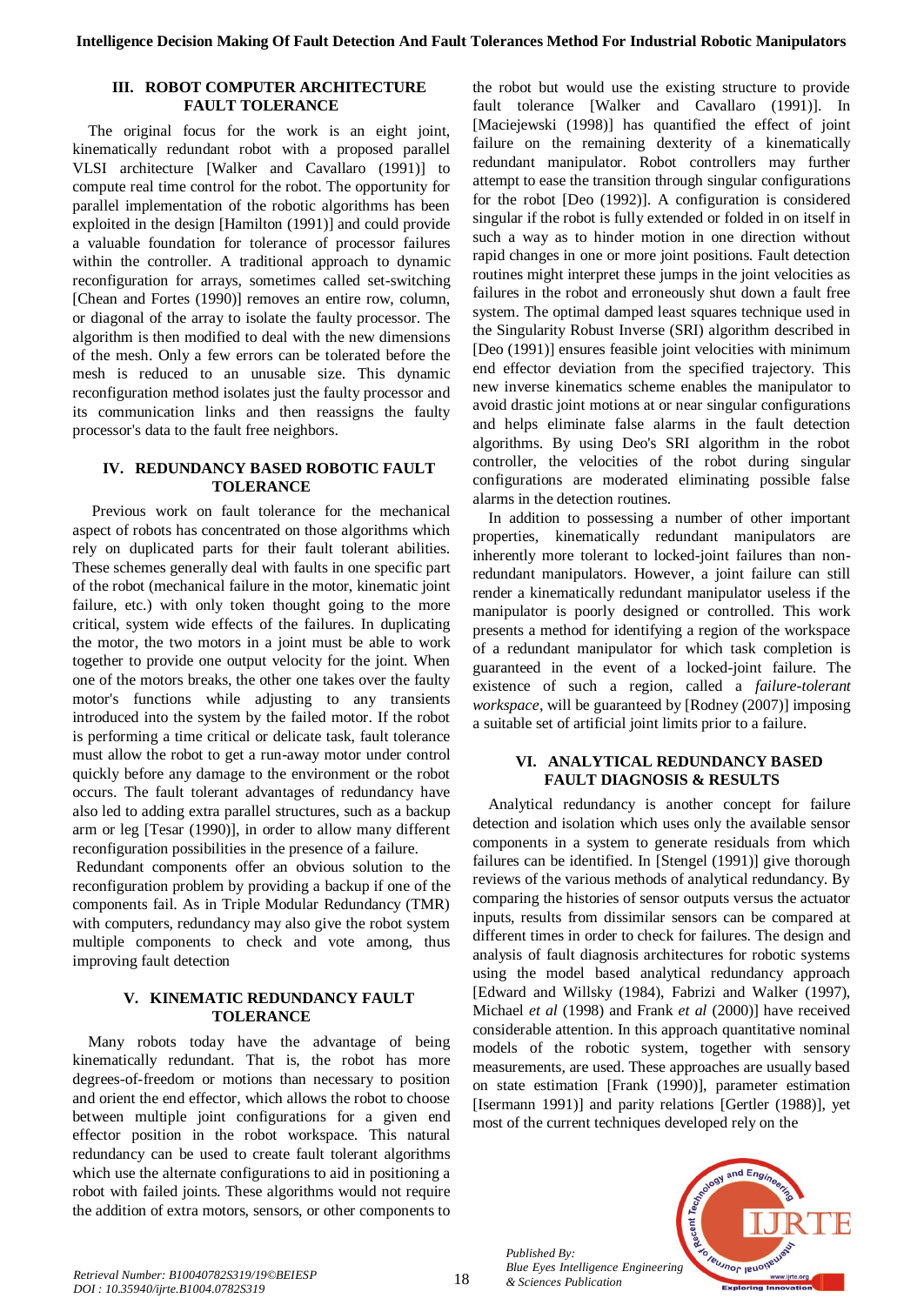## III. ROBOT COMPUTER ARCHITECTURE FAULT TOLERANCE

The original focus for the work is an eight joint, kinematically redundant robot with a proposed parallel VLSI architecture [Walker and Cavallaro (1991)] to compute real time control for the robot. The opportunity for parallel implementation of the robotic algorithms has been exploited in the design [Hamilton (1991)] and could provide a valuable foundation for tolerance of processor failures within the controller. A traditional approach to dynamic reconfiguration for arrays, sometimes called set-switching [Chean and Fortes (1990)] removes an entire row, column, or diagonal of the array to isolate the faulty processor. The algorithm is then modified to deal with the new dimensions of the mesh. Only a few errors can be tolerated before the mesh is reduced to an unusable size. This dynamic reconfiguration method isolates just the faulty processor and its communication links and then reassigns the faulty processor's data to the fault free neighbors.

## IV. REDUNDANCY BASED ROBOTIC FAULT TOLERANCE

Previous work on fault tolerance for the mechanical aspect of robots has concentrated on those algorithms which rely on duplicated parts for their fault tolerant abilities. These schemes generally deal with faults in one specific part of the robot (mechanical failure in the motor, kinematic joint failure, etc.) with only token thought going to the more critical, system wide effects of the failures. In duplicating the motor, the two motors in a joint must be able to work together to provide one output velocity for the joint. When one of the motors breaks, the other one takes over the faulty motor's functions while adjusting to any transients introduced into the system by the failed motor. If the robot is performing a time critical or delicate task, fault tolerance must allow the robot to get a run-away motor under control quickly before any damage to the environment or the robot occurs. The fault tolerant advantages of redundancy have also led to adding extra parallel structures, such as a backup arm or leg [Tesar (1990)], in order to allow many different reconfiguration possibilities in the presence of a failure.

Redundant components offer an obvious solution to the reconfiguration problem by providing a backup if one of the components fail. As in Triple Modular Redundancy (TMR) with computers, redundancy may also give the robot system multiple components to check and vote among, thus improving fault detection

## V. KINEMATIC REDUNDANCY FAULT TOLERANCE

Many robots today have the advantage of being kinematically redundant. That is, the robot has more degrees-of-freedom or motions than necessary to position and orient the end effector, which allows the robot to choose between multiple joint configurations for a given end effector position in the robot workspace. This natural redundancy can be used to create fault tolerant algorithms which use the alternate configurations to aid in positioning a robot with failed joints. These algorithms would not require the addition of extra motors, sensors, or other components to the robot but would use the existing structure to provide fault tolerance [Walker and Cavallaro (1991)]. In [Maciejewski (1998)] has quantified the effect of joint failure on the remaining dexterity of a kinematically redundant manipulator. Robot controllers may further attempt to ease the transition through singular configurations for the robot [Deo (1992)]. A configuration is considered singular if the robot is fully extended or folded in on itself in such a way as to hinder motion in one direction without rapid changes in one or more joint positions. Fault detection routines might interpret these jumps in the joint velocities as failures in the robot and erroneously shut down a fault free system. The optimal damped least squares technique used in the Singularity Robust Inverse (SRI) algorithm described in [Deo (1991)] ensures feasible joint velocities with minimum end effector deviation from the specified trajectory. This new inverse kinematics scheme enables the manipulator to avoid drastic joint motions at or near singular configurations and helps eliminate false alarms in the fault detection algorithms. By using Deo's SRI algorithm in the robot controller, the velocities of the robot during singular configurations are moderated eliminating possible false alarms in the detection routines.

In addition to possessing a number of other important properties, kinematically redundant manipulators are inherently more tolerant to locked-joint failures than non-redundant manipulators. However, a joint failure can still render a kinematically redundant manipulator useless if the manipulator is poorly designed or controlled. This work presents a method for identifying a region of the workspace of a redundant manipulator for which task completion is guaranteed in the event of a locked-joint failure. The existence of such a region, called a *failure-tolerant workspace*, will be guaranteed by [Rodney (2007)] imposing a suitable set of artificial joint limits prior to a failure.

## VI. ANALYTICAL REDUNDANCY BASED FAULT DIAGNOSIS & RESULTS

Analytical redundancy is another concept for failure detection and isolation which uses only the available sensor components in a system to generate residuals from which failures can be identified. In [Stengel (1991)] give thorough reviews of the various methods of analytical redundancy. By comparing the histories of sensor outputs versus the actuator inputs, results from dissimilar sensors can be compared at different times in order to check for failures. The design and analysis of fault diagnosis architectures for robotic systems using the model based analytical redundancy approach [Edward and Willsky (1984), Fabrizi and Walker (1997), Michael *et al* (1998) and Frank *et al* (2000)] have received considerable attention. In this approach quantitative nominal models of the robotic system, together with sensory measurements, are used. These approaches are usually based on state estimation [Frank (1990)], parameter estimation [Isermann 1991)] and parity relations [Gertler (1988)], yet most of the current techniques developed rely on the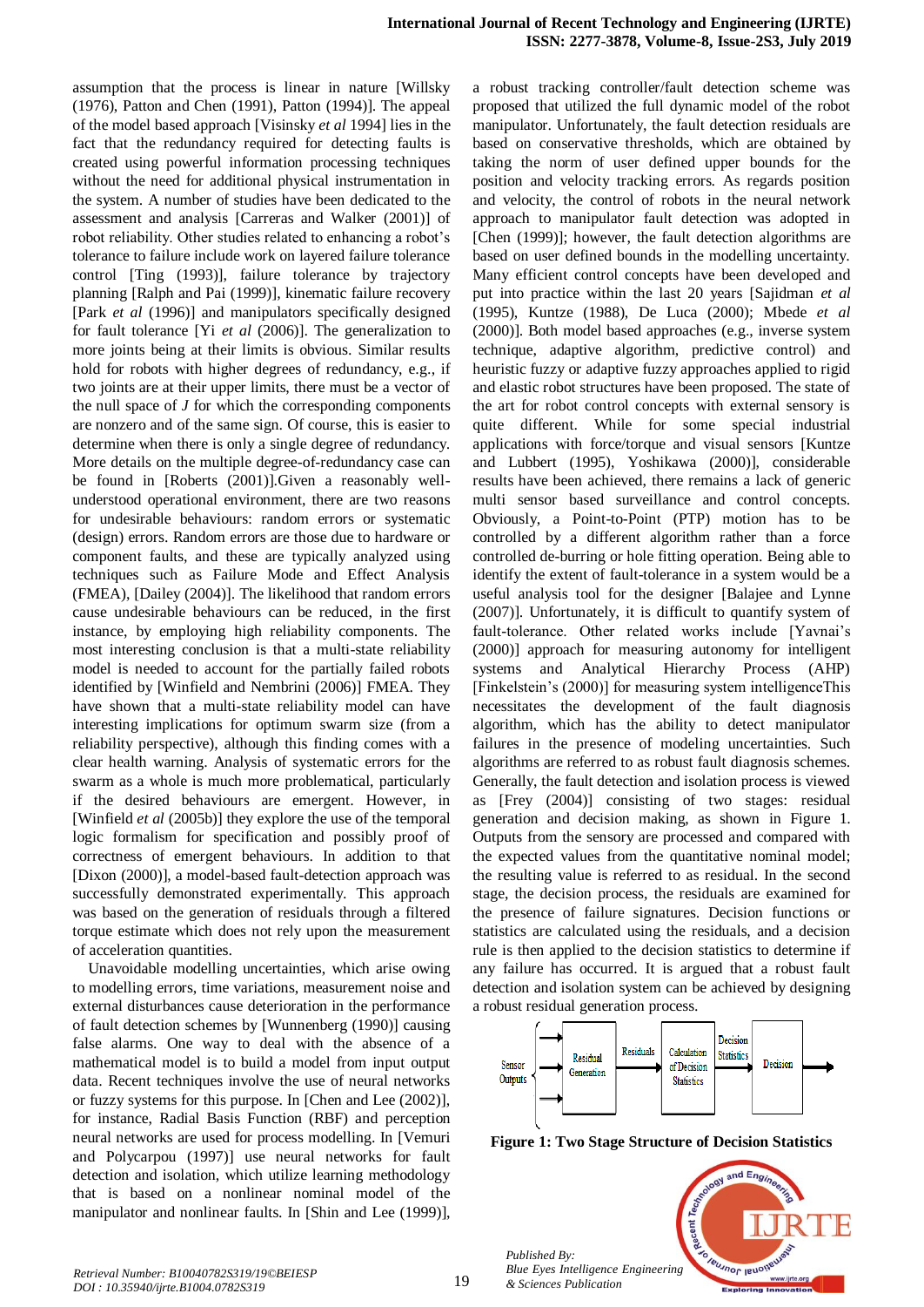assumption that the process is linear in nature [Willsky (1976), Patton and Chen (1991), Patton (1994)]. The appeal of the model based approach [Visinsky *et al* 1994] lies in the fact that the redundancy required for detecting faults is created using powerful information processing techniques without the need for additional physical instrumentation in the system. A number of studies have been dedicated to the assessment and analysis [Carreras and Walker (2001)] of robot reliability. Other studies related to enhancing a robot's tolerance to failure include work on layered failure tolerance control [Ting (1993)], failure tolerance by trajectory planning [Ralph and Pai (1999)], kinematic failure recovery [Park *et al* (1996)] and manipulators specifically designed for fault tolerance [Yi *et al* (2006)]. The generalization to more joints being at their limits is obvious. Similar results hold for robots with higher degrees of redundancy, e.g., if two joints are at their upper limits, there must be a vector of the null space of *J* for which the corresponding components are nonzero and of the same sign. Of course, this is easier to determine when there is only a single degree of redundancy. More details on the multiple degree-of-redundancy case can be found in [Roberts (2001)].Given a reasonably well-understood operational environment, there are two reasons for undesirable behaviours: random errors or systematic (design) errors. Random errors are those due to hardware or component faults, and these are typically analyzed using techniques such as Failure Mode and Effect Analysis (FMEA), [Dailey (2004)]. The likelihood that random errors cause undesirable behaviours can be reduced, in the first instance, by employing high reliability components. The most interesting conclusion is that a multi-state reliability model is needed to account for the partially failed robots identified by [Winfield and Nembrini (2006)] FMEA. They have shown that a multi-state reliability model can have interesting implications for optimum swarm size (from a reliability perspective), although this finding comes with a clear health warning. Analysis of systematic errors for the swarm as a whole is much more problematical, particularly if the desired behaviours are emergent. However, in [Winfield *et al* (2005b)] they explore the use of the temporal logic formalism for specification and possibly proof of correctness of emergent behaviours. In addition to that [Dixon (2000)], a model-based fault-detection approach was successfully demonstrated experimentally. This approach was based on the generation of residuals through a filtered torque estimate which does not rely upon the measurement of acceleration quantities.

Unavoidable modelling uncertainties, which arise owing to modelling errors, time variations, measurement noise and external disturbances cause deterioration in the performance of fault detection schemes by [Wunnenberg (1990)] causing false alarms. One way to deal with the absence of a mathematical model is to build a model from input output data. Recent techniques involve the use of neural networks or fuzzy systems for this purpose. In [Chen and Lee (2002)], for instance, Radial Basis Function (RBF) and perception neural networks are used for process modelling. In [Vemuri and Polycarpou (1997)] use neural networks for fault detection and isolation, which utilize learning methodology that is based on a nonlinear nominal model of the manipulator and nonlinear faults. In [Shin and Lee (1999)], a robust tracking controller/fault detection scheme was proposed that utilized the full dynamic model of the robot manipulator. Unfortunately, the fault detection residuals are based on conservative thresholds, which are obtained by taking the norm of user defined upper bounds for the position and velocity tracking errors. As regards position and velocity, the control of robots in the neural network approach to manipulator fault detection was adopted in [Chen (1999)]; however, the fault detection algorithms are based on user defined bounds in the modelling uncertainty. Many efficient control concepts have been developed and put into practice within the last 20 years [Sajidman *et al* (1995), Kuntze (1988), De Luca (2000); Mbede *et al* (2000)]. Both model based approaches (e.g., inverse system technique, adaptive algorithm, predictive control) and heuristic fuzzy or adaptive fuzzy approaches applied to rigid and elastic robot structures have been proposed. The state of the art for robot control concepts with external sensory is quite different. While for some special industrial applications with force/torque and visual sensors [Kuntze and Lubbert (1995), Yoshikawa (2000)], considerable results have been achieved, there remains a lack of generic multi sensor based surveillance and control concepts. Obviously, a Point-to-Point (PTP) motion has to be controlled by a different algorithm rather than a force controlled de-burring or hole fitting operation. Being able to identify the extent of fault-tolerance in a system would be a useful analysis tool for the designer [Balajee and Lynne (2007)]. Unfortunately, it is difficult to quantify system of fault-tolerance. Other related works include [Yavnai's (2000)] approach for measuring autonomy for intelligent systems and Analytical Hierarchy Process (AHP) [Finkelstein's (2000)] for measuring system intelligenceThis necessitates the development of the fault diagnosis algorithm, which has the ability to detect manipulator failures in the presence of modeling uncertainties. Such algorithms are referred to as robust fault diagnosis schemes. Generally, the fault detection and isolation process is viewed as [Frey (2004)] consisting of two stages: residual generation and decision making, as shown in Figure 1. Outputs from the sensory are processed and compared with the expected values from the quantitative nominal model; the resulting value is referred to as residual. In the second stage, the decision process, the residuals are examined for the presence of failure signatures. Decision functions or statistics are calculated using the residuals, and a decision rule is then applied to the decision statistics to determine if any failure has occurred. It is argued that a robust fault detection and isolation system can be achieved by designing a robust residual generation process.

Sensor Outputs → Residual Generation → Residuals → Calculation of Decision Statistics → Decision Statistics → Decision →

**Figure 1: Two Stage Structure of Decision Statistics**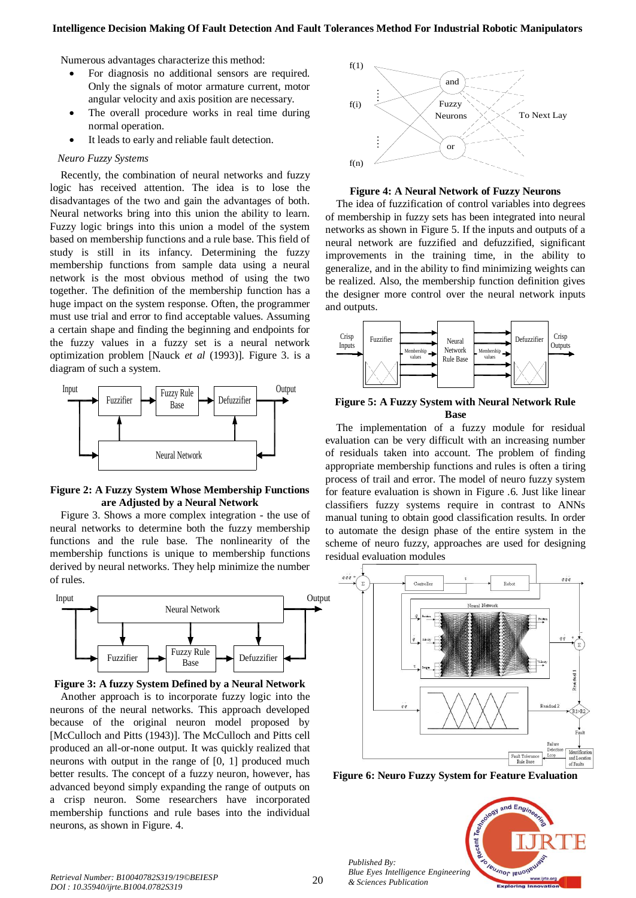Numerous advantages characterize this method:

- For diagnosis no additional sensors are required. Only the signals of motor armature current, motor angular velocity and axis position are necessary.
- The overall procedure works in real time during normal operation.
- It leads to early and reliable fault detection.

*Neuro Fuzzy Systems*

Recently, the combination of neural networks and fuzzy logic has received attention. The idea is to lose the disadvantages of the two and gain the advantages of both. Neural networks bring into this union the ability to learn. Fuzzy logic brings into this union a model of the system based on membership functions and a rule base. This field of study is still in its infancy. Determining the fuzzy membership functions from sample data using a neural network is the most obvious method of using the two together. The definition of the membership function has a huge impact on the system response. Often, the programmer must use trial and error to find acceptable values. Assuming a certain shape and finding the beginning and endpoints for the fuzzy values in a fuzzy set is a neural network optimization problem [Nauck *et al* (1993)]. Figure 3. is a diagram of such a system.

**Figure 2: A Fuzzy System Whose Membership Functions are Adjusted by a Neural Network**

Figure 3. Shows a more complex integration - the use of neural networks to determine both the fuzzy membership functions and the rule base. The nonlinearity of the membership functions is unique to membership functions derived by neural networks. They help minimize the number of rules.

**Figure 3: A fuzzy System Defined by a Neural Network**

Another approach is to incorporate fuzzy logic into the neurons of the neural networks. This approach developed because of the original neuron model proposed by [McCulloch and Pitts (1943)]. The McCulloch and Pitts cell produced an all-or-none output. It was quickly realized that neurons with output in the range of [0, 1] produced much better results. The concept of a fuzzy neuron, however, has advanced beyond simply expanding the range of outputs on a crisp neuron. Some researchers have incorporated membership functions and rule bases into the individual neurons, as shown in Figure. 4.

**Figure 4: A Neural Network of Fuzzy Neurons**

The idea of fuzzification of control variables into degrees of membership in fuzzy sets has been integrated into neural networks as shown in Figure 5. If the inputs and outputs of a neural network are fuzzified and defuzzified, significant improvements in the training time, in the ability to generalize, and in the ability to find minimizing weights can be realized. Also, the membership function definition gives the designer more control over the neural network inputs and outputs.

**Figure 5: A Fuzzy System with Neural Network Rule Base**

The implementation of a fuzzy module for residual evaluation can be very difficult with an increasing number of residuals taken into account. The problem of finding appropriate membership functions and rules is often a tiring process of trail and error. The model of neuro fuzzy system for feature evaluation is shown in Figure .6. Just like linear classifiers fuzzy systems require in contrast to ANNs manual tuning to obtain good classification results. In order to automate the design phase of the entire system in the scheme of neuro fuzzy, approaches are used for designing residual evaluation modules

**Figure 6: Neuro Fuzzy System for Feature Evaluation**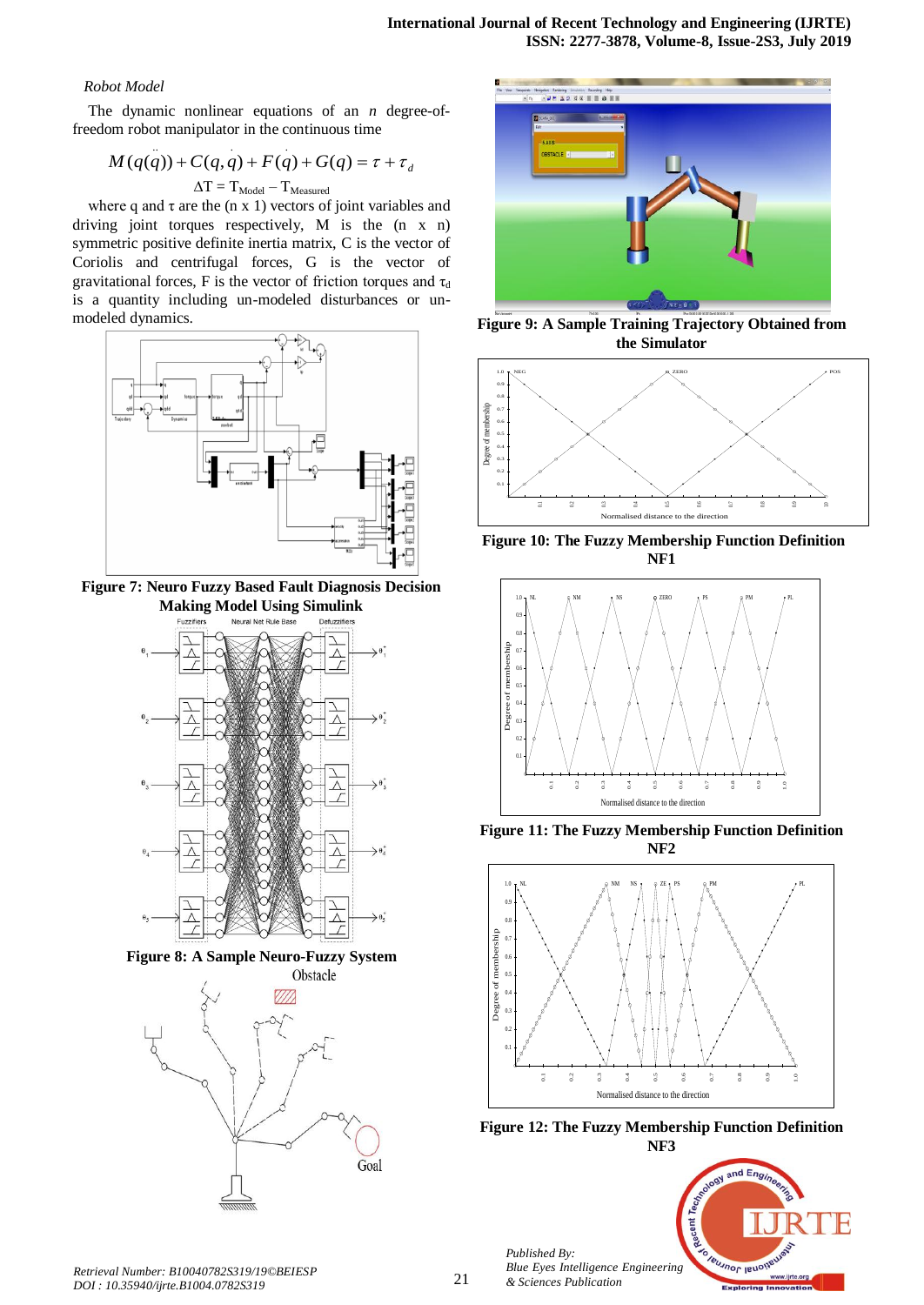*Robot Model*

The dynamic nonlinear equations of an $n$ degree-of-freedom robot manipulator in the continuous time

$$M(q(\ddot{q})) + C(q,\dot{q}) + F(\dot{q}) + G(q) = \tau + \tau_d$$

$$\Delta T = T_{Model} - T_{Measured}$$

where q and τ are the (n x 1) vectors of joint variables and driving joint torques respectively, M is the (n x n) symmetric positive definite inertia matrix, C is the vector of Coriolis and centrifugal forces, G is the vector of gravitational forces, F is the vector of friction torques and $\tau_d$ is a quantity including un-modeled disturbances or un-modeled dynamics.

**Figure 7: Neuro Fuzzy Based Fault Diagnosis Decision Making Model Using Simulink**

**Figure 8: A Sample Neuro-Fuzzy System**

**Figure 9: A Sample Training Trajectory Obtained from the Simulator**

**Figure 10: The Fuzzy Membership Function Definition NF1**

**Figure 11: The Fuzzy Membership Function Definition NF2**

**Figure 12: The Fuzzy Membership Function Definition NF3**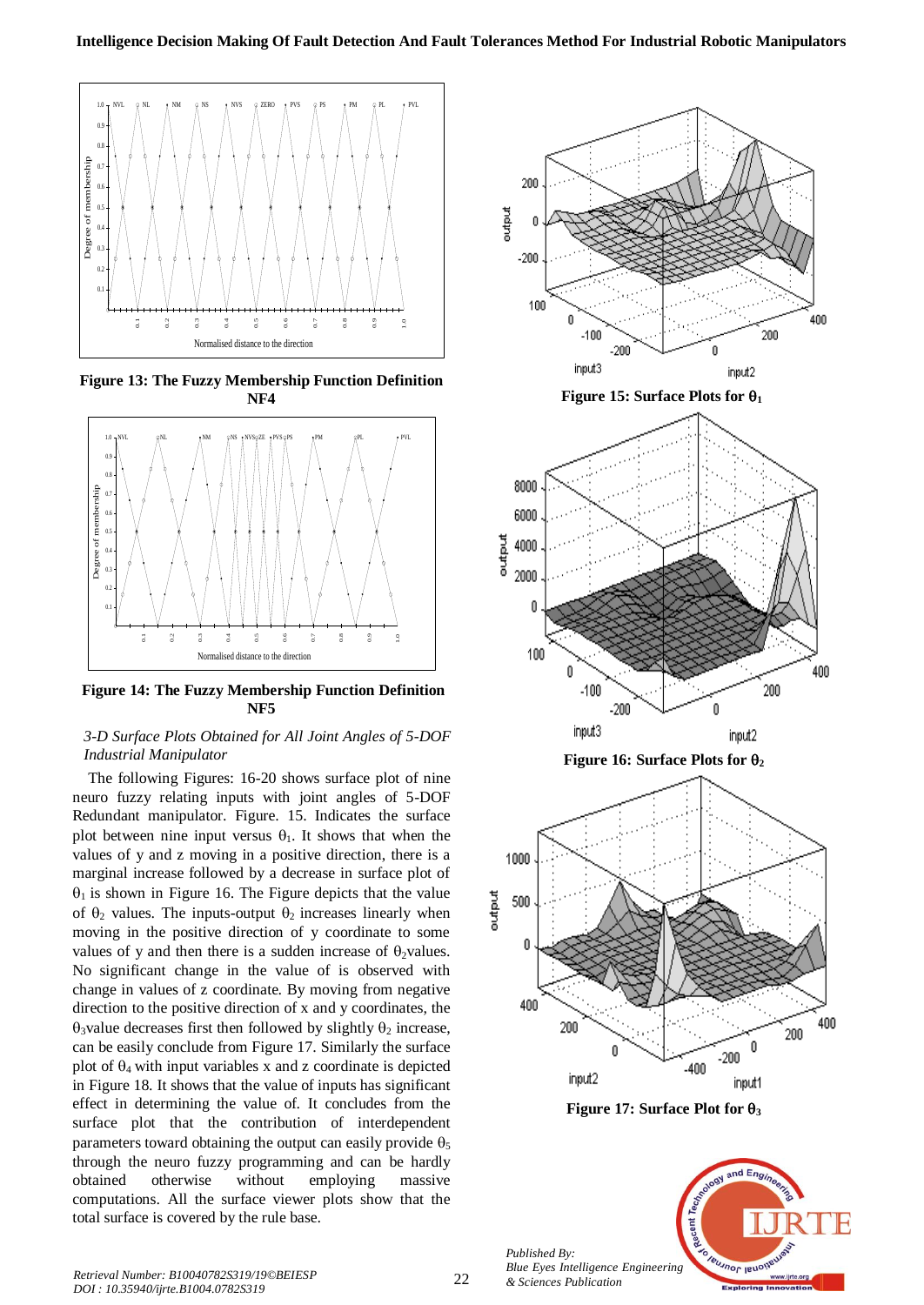**Figure 13: The Fuzzy Membership Function Definition NF4**

**Figure 14: The Fuzzy Membership Function Definition NF5**

*3-D Surface Plots Obtained for All Joint Angles of 5-DOF Industrial Manipulator*

The following Figures: 16-20 shows surface plot of nine neuro fuzzy relating inputs with joint angles of 5-DOF Redundant manipulator. Figure. 15. Indicates the surface plot between nine input versus $\theta_1$. It shows that when the values of y and z moving in a positive direction, there is a marginal increase followed by a decrease in surface plot of $\theta_1$ is shown in Figure 16. The Figure depicts that the value of $\theta_2$ values. The inputs-output $\theta_2$ increases linearly when moving in the positive direction of y coordinate to some values of y and then there is a sudden increase of $\theta_2$values. No significant change in the value of is observed with change in values of z coordinate. By moving from negative direction to the positive direction of x and y coordinates, the $\theta_3$value decreases first then followed by slightly $\theta_2$ increase, can be easily conclude from Figure 17. Similarly the surface plot of $\theta_4$ with input variables x and z coordinate is depicted in Figure 18. It shows that the value of inputs has significant effect in determining the value of. It concludes from the surface plot that the contribution of interdependent parameters toward obtaining the output can easily provide $\theta_5$ through the neuro fuzzy programming and can be hardly obtained otherwise without employing massive computations. All the surface viewer plots show that the total surface is covered by the rule base.

**Figure 15: Surface Plots for $\theta_1$**

**Figure 16: Surface Plots for $\theta_2$**

**Figure 17: Surface Plot for $\theta_3$**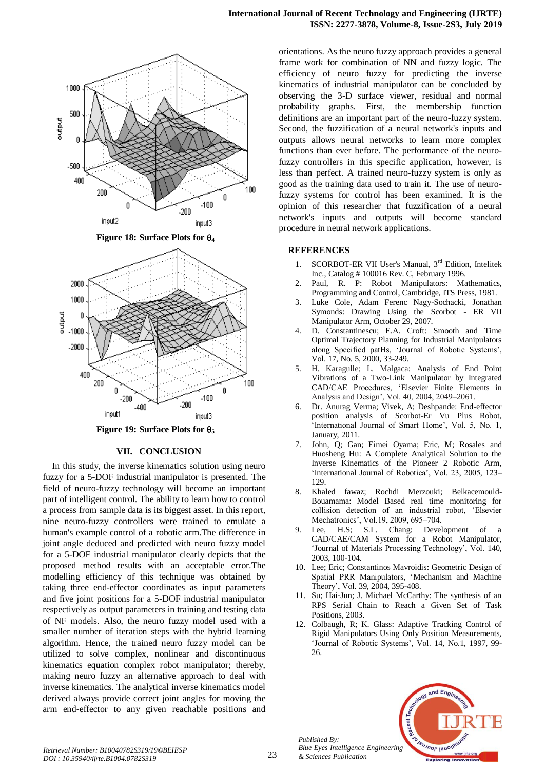Figure 18: Surface Plots for $\theta_4$

Figure 19: Surface Plots for $\theta_5$

## VII. CONCLUSION

In this study, the inverse kinematics solution using neuro fuzzy for a 5-DOF industrial manipulator is presented. The field of neuro-fuzzy technology will become an important part of intelligent control. The ability to learn how to control a process from sample data is its biggest asset. In this report, nine neuro-fuzzy controllers were trained to emulate a human's example control of a robotic arm.The difference in joint angle deduced and predicted with neuro fuzzy model for a 5-DOF industrial manipulator clearly depicts that the proposed method results with an acceptable error.The modelling efficiency of this technique was obtained by taking three end-effector coordinates as input parameters and five joint positions for a 5-DOF industrial manipulator respectively as output parameters in training and testing data of NF models. Also, the neuro fuzzy model used with a smaller number of iteration steps with the hybrid learning algorithm. Hence, the trained neuro fuzzy model can be utilized to solve complex, nonlinear and discontinuous kinematics equation complex robot manipulator; thereby, making neuro fuzzy an alternative approach to deal with inverse kinematics. The analytical inverse kinematics model derived always provide correct joint angles for moving the arm end-effector to any given reachable positions and orientations. As the neuro fuzzy approach provides a general frame work for combination of NN and fuzzy logic. The efficiency of neuro fuzzy for predicting the inverse kinematics of industrial manipulator can be concluded by observing the 3-D surface viewer, residual and normal probability graphs. First, the membership function definitions are an important part of the neuro-fuzzy system. Second, the fuzzification of a neural network's inputs and outputs allows neural networks to learn more complex functions than ever before. The performance of the neuro-fuzzy controllers in this specific application, however, is less than perfect. A trained neuro-fuzzy system is only as good as the training data used to train it. The use of neuro-fuzzy systems for control has been examined. It is the opinion of this researcher that fuzzification of a neural network's inputs and outputs will become standard procedure in neural network applications.

## REFERENCES

1. SCORBOT-ER VII User's Manual, 3rd Edition, Intelitek Inc., Catalog # 100016 Rev. C, February 1996.
2. Paul, R. P: Robot Manipulators: Mathematics, Programming and Control, Cambridge, ITS Press, 1981.
3. Luke Cole, Adam Ferenc Nagy-Sochacki, Jonathan Symonds: Drawing Using the Scorbot - ER VII Manipulator Arm, October 29, 2007.
4. D. Constantinescu; E.A. Croft: Smooth and Time Optimal Trajectory Planning for Industrial Manipulators along Specified patHs, 'Journal of Robotic Systems', Vol. 17, No. 5, 2000, 33-249.
5. H. Karagulle; L. Malgaca: Analysis of End Point Vibrations of a Two-Link Manipulator by Integrated CAD/CAE Procedures, 'Elsevier Finite Elements in Analysis and Design', Vol. 40, 2004, 2049–2061.
6. Dr. Anurag Verma; Vivek, A; Deshpande: End-effector position analysis of Scorbot-Er Vu Plus Robot, 'International Journal of Smart Home', Vol. 5, No. 1, January, 2011.
7. John, Q; Gan; Eimei Oyama; Eric, M; Rosales and Huosheng Hu: A Complete Analytical Solution to the Inverse Kinematics of the Pioneer 2 Robotic Arm, 'International Journal of Robotica', Vol. 23, 2005, 123–129.
8. Khaled fawaz; Rochdi Merzouki; Belkacemould-Bouamama: Model Based real time monitoring for collision detection of an industrial robot, 'Elsevier Mechatronics', Vol.19, 2009, 695–704.
9. Lee, H.S; S.L. Chang: Development of a CAD/CAE/CAM System for a Robot Manipulator, 'Journal of Materials Processing Technology', Vol. 140, 2003, 100-104.
10. Lee; Eric; Constantinos Mavroidis: Geometric Design of Spatial PRR Manipulators, 'Mechanism and Machine Theory', Vol. 39, 2004, 395-408.
11. Su; Hai-Jun; J. Michael McCarthy: The synthesis of an RPS Serial Chain to Reach a Given Set of Task Positions, 2003.
12. Colbaugh, R; K. Glass: Adaptive Tracking Control of Rigid Manipulators Using Only Position Measurements, 'Journal of Robotic Systems', Vol. 14, No.1, 1997, 99-26.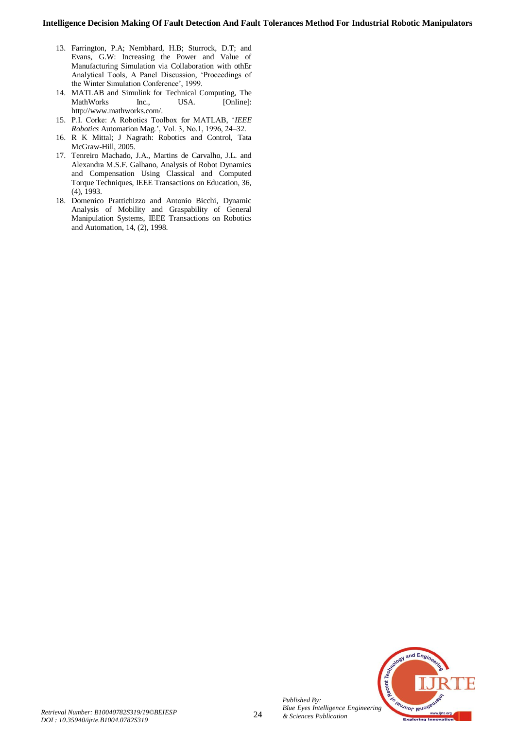13. Farrington, P.A; Nembhard, H.B; Sturrock, D.T; and Evans, G.W: Increasing the Power and Value of Manufacturing Simulation via Collaboration with othEr Analytical Tools, A Panel Discussion, 'Proceedings of the Winter Simulation Conference', 1999.
14. MATLAB and Simulink for Technical Computing, The MathWorks Inc., USA. [Online]: http://www.mathworks.com/.
15. P.I. Corke: A Robotics Toolbox for MATLAB, '*IEEE Robotics* Automation Mag.', Vol. 3, No.1, 1996, 24–32.
16. R K Mittal; J Nagrath: Robotics and Control, Tata McGraw-Hill, 2005.
17. Tenreiro Machado, J.A., Martins de Carvalho, J.L. and Alexandra M.S.F. Galhano, Analysis of Robot Dynamics and Compensation Using Classical and Computed Torque Techniques, IEEE Transactions on Education, 36, (4), 1993.
18. Domenico Prattichizzo and Antonio Bicchi, Dynamic Analysis of Mobility and Graspability of General Manipulation Systems, IEEE Transactions on Robotics and Automation, 14, (2), 1998.